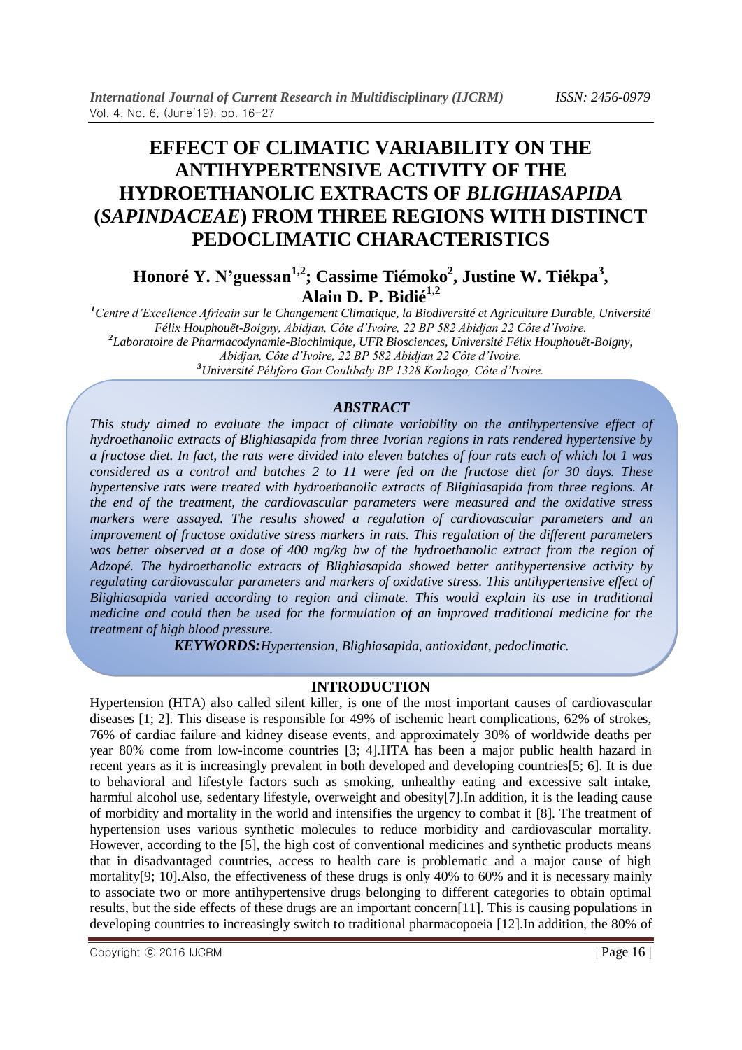# EFFECT OF CLIMATIC VARIABILITY ON THE ANTIHYPERTENSIVE ACTIVITY OF THE HYDROETHANOLIC EXTRACTS OF *BLIGHIASAPIDA* (*SAPINDACEAE*) FROM THREE REGIONS WITH DISTINCT PEDOCLIMATIC CHARACTERISTICS

**Honoré Y. N'guessan[1,2]; Cassime Tiémoko[2], Justine W. Tiékpa[3], Alain D. P. Bidié[1,2]**

*[1]Centre d'Excellence Africain sur le Changement Climatique, la Biodiversité et Agriculture Durable, Université Félix Houphouët-Boigny, Abidjan, Côte d'Ivoire, 22 BP 582 Abidjan 22 Côte d'Ivoire.*
*[2]Laboratoire de Pharmacodynamie-Biochimique, UFR Biosciences, Université Félix Houphouët-Boigny, Abidjan, Côte d'Ivoire, 22 BP 582 Abidjan 22 Côte d'Ivoire.*
*[3]Université Péliforo Gon Coulibaly BP 1328 Korhogo, Côte d'Ivoire.*

## *ABSTRACT*

*This study aimed to evaluate the impact of climate variability on the antihypertensive effect of hydroethanolic extracts of Blighiasapida from three Ivorian regions in rats rendered hypertensive by a fructose diet. In fact, the rats were divided into eleven batches of four rats each of which lot 1 was considered as a control and batches 2 to 11 were fed on the fructose diet for 30 days. These hypertensive rats were treated with hydroethanolic extracts of Blighiasapida from three regions. At the end of the treatment, the cardiovascular parameters were measured and the oxidative stress markers were assayed. The results showed a regulation of cardiovascular parameters and an improvement of fructose oxidative stress markers in rats. This regulation of the different parameters was better observed at a dose of 400 mg/kg bw of the hydroethanolic extract from the region of Adzopé. The hydroethanolic extracts of Blighiasapida showed better antihypertensive activity by regulating cardiovascular parameters and markers of oxidative stress. This antihypertensive effect of Blighiasapida varied according to region and climate. This would explain its use in traditional medicine and could then be used for the formulation of an improved traditional medicine for the treatment of high blood pressure.*

***KEYWORDS:****Hypertension, Blighiasapida, antioxidant, pedoclimatic.*

## INTRODUCTION

Hypertension (HTA) also called silent killer, is one of the most important causes of cardiovascular diseases [1; 2]. This disease is responsible for 49% of ischemic heart complications, 62% of strokes, 76% of cardiac failure and kidney disease events, and approximately 30% of worldwide deaths per year 80% come from low-income countries [3; 4].HTA has been a major public health hazard in recent years as it is increasingly prevalent in both developed and developing countries[5; 6]. It is due to behavioral and lifestyle factors such as smoking, unhealthy eating and excessive salt intake, harmful alcohol use, sedentary lifestyle, overweight and obesity[7].In addition, it is the leading cause of morbidity and mortality in the world and intensifies the urgency to combat it [8]. The treatment of hypertension uses various synthetic molecules to reduce morbidity and cardiovascular mortality. However, according to the [5], the high cost of conventional medicines and synthetic products means that in disadvantaged countries, access to health care is problematic and a major cause of high mortality[9; 10].Also, the effectiveness of these drugs is only 40% to 60% and it is necessary mainly to associate two or more antihypertensive drugs belonging to different categories to obtain optimal results, but the side effects of these drugs are an important concern[11]. This is causing populations in developing countries to increasingly switch to traditional pharmacopoeia [12].In addition, the 80% of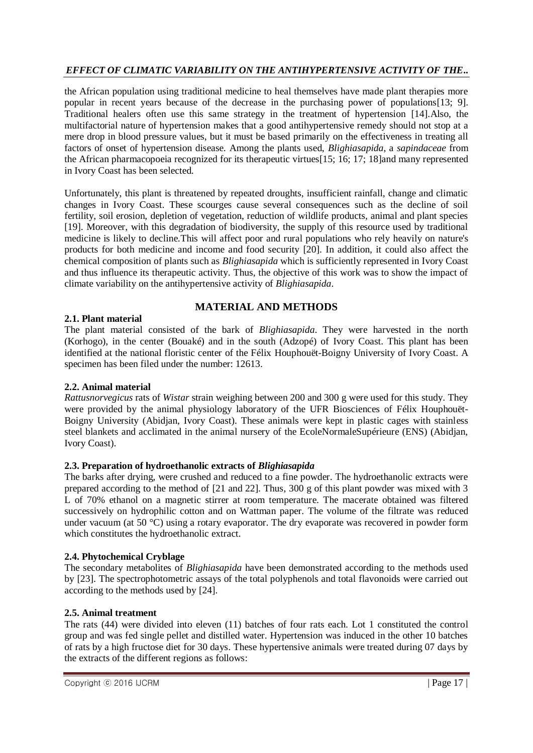the African population using traditional medicine to heal themselves have made plant therapies more popular in recent years because of the decrease in the purchasing power of populations[13; 9]. Traditional healers often use this same strategy in the treatment of hypertension [14].Also, the multifactorial nature of hypertension makes that a good antihypertensive remedy should not stop at a mere drop in blood pressure values, but it must be based primarily on the effectiveness in treating all factors of onset of hypertension disease. Among the plants used, *Blighiasapida*, a *sapindaceae* from the African pharmacopoeia recognized for its therapeutic virtues[15; 16; 17; 18]and many represented in Ivory Coast has been selected.

Unfortunately, this plant is threatened by repeated droughts, insufficient rainfall, change and climatic changes in Ivory Coast. These scourges cause several consequences such as the decline of soil fertility, soil erosion, depletion of vegetation, reduction of wildlife products, animal and plant species [19]. Moreover, with this degradation of biodiversity, the supply of this resource used by traditional medicine is likely to decline.This will affect poor and rural populations who rely heavily on nature's products for both medicine and income and food security [20]. In addition, it could also affect the chemical composition of plants such as *Blighiasapida* which is sufficiently represented in Ivory Coast and thus influence its therapeutic activity. Thus, the objective of this work was to show the impact of climate variability on the antihypertensive activity of *Blighiasapida*.

## MATERIAL AND METHODS

### 2.1. Plant material

The plant material consisted of the bark of *Blighiasapida*. They were harvested in the north (Korhogo), in the center (Bouaké) and in the south (Adzopé) of Ivory Coast. This plant has been identified at the national floristic center of the Félix Houphouët-Boigny University of Ivory Coast. A specimen has been filed under the number: 12613.

### 2.2. Animal material

*Rattusnorvegicus* rats of *Wistar* strain weighing between 200 and 300 g were used for this study. They were provided by the animal physiology laboratory of the UFR Biosciences of Félix Houphouët-Boigny University (Abidjan, Ivory Coast). These animals were kept in plastic cages with stainless steel blankets and acclimated in the animal nursery of the EcoleNormaleSupérieure (ENS) (Abidjan, Ivory Coast).

### 2.3. Preparation of hydroethanolic extracts of *Blighiasapida*

The barks after drying, were crushed and reduced to a fine powder. The hydroethanolic extracts were prepared according to the method of [21 and 22]. Thus, 300 g of this plant powder was mixed with 3 L of 70% ethanol on a magnetic stirrer at room temperature. The macerate obtained was filtered successively on hydrophilic cotton and on Wattman paper. The volume of the filtrate was reduced under vacuum (at 50 °C) using a rotary evaporator. The dry evaporate was recovered in powder form which constitutes the hydroethanolic extract.

### 2.4. Phytochemical Cryblage

The secondary metabolites of *Blighiasapida* have been demonstrated according to the methods used by [23]. The spectrophotometric assays of the total polyphenols and total flavonoids were carried out according to the methods used by [24].

### 2.5. Animal treatment

The rats (44) were divided into eleven (11) batches of four rats each. Lot 1 constituted the control group and was fed single pellet and distilled water. Hypertension was induced in the other 10 batches of rats by a high fructose diet for 30 days. These hypertensive animals were treated during 07 days by the extracts of the different regions as follows: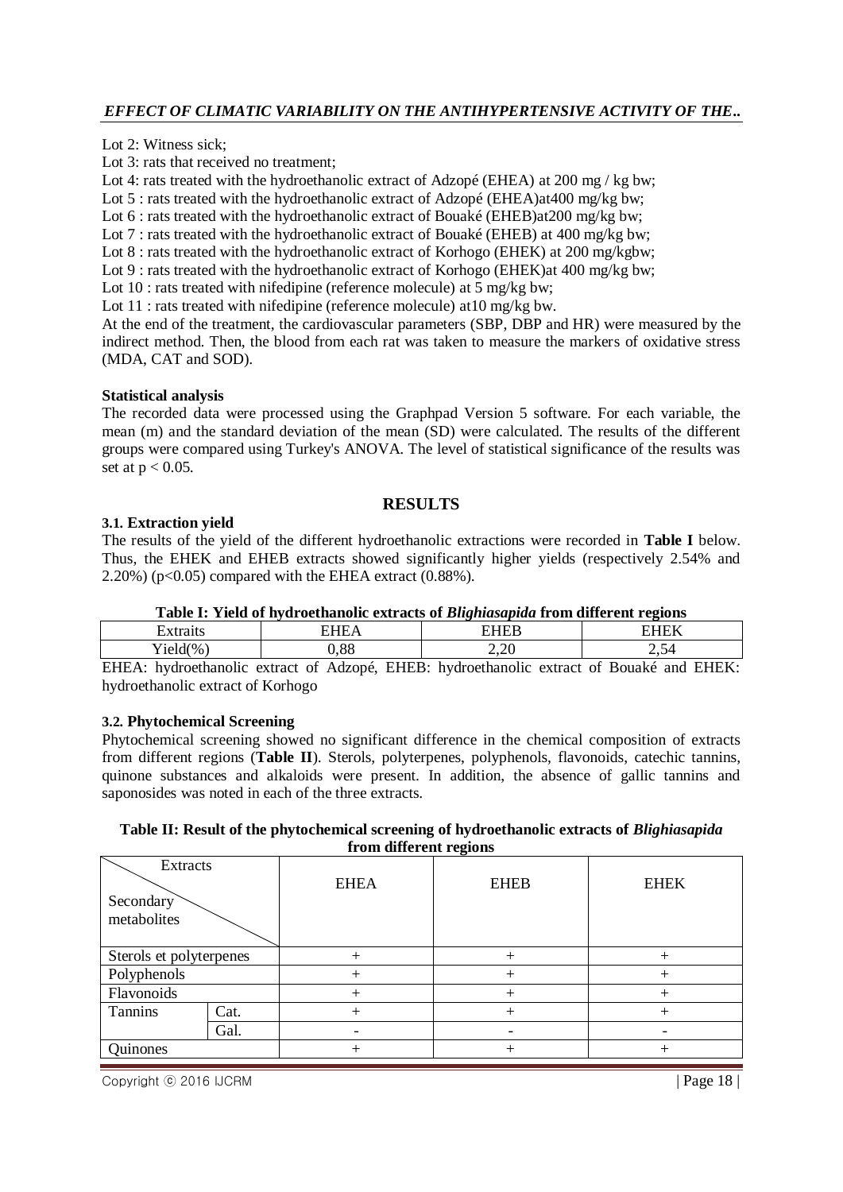Lot 2: Witness sick;

Lot 3: rats that received no treatment;

Lot 4: rats treated with the hydroethanolic extract of Adzopé (EHEA) at 200 mg / kg bw;

Lot 5 : rats treated with the hydroethanolic extract of Adzopé (EHEA)at400 mg/kg bw;

Lot 6 : rats treated with the hydroethanolic extract of Bouaké (EHEB)at200 mg/kg bw;

Lot 7 : rats treated with the hydroethanolic extract of Bouaké (EHEB) at 400 mg/kg bw;

Lot 8 : rats treated with the hydroethanolic extract of Korhogo (EHEK) at 200 mg/kgbw;

Lot 9 : rats treated with the hydroethanolic extract of Korhogo (EHEK)at 400 mg/kg bw;

Lot 10 : rats treated with nifedipine (reference molecule) at 5 mg/kg bw;

Lot 11 : rats treated with nifedipine (reference molecule) at10 mg/kg bw.

At the end of the treatment, the cardiovascular parameters (SBP, DBP and HR) were measured by the indirect method. Then, the blood from each rat was taken to measure the markers of oxidative stress (MDA, CAT and SOD).

**Statistical analysis**

The recorded data were processed using the Graphpad Version 5 software. For each variable, the mean (m) and the standard deviation of the mean (SD) were calculated. The results of the different groups were compared using Turkey's ANOVA. The level of statistical significance of the results was set at $p < 0.05$.

## RESULTS

### 3.1. Extraction yield

The results of the yield of the different hydroethanolic extractions were recorded in **Table I** below. Thus, the EHEK and EHEB extracts showed significantly higher yields (respectively 2.54% and 2.20%) ($p<0.05$) compared with the EHEA extract (0.88%).

**Table I: Yield of hydroethanolic extracts of *Blighiasapida* from different regions**

| Extraits | EHEA | EHEB | EHEK |
|---|---|---|---|
| Yield(%) | 0,88 | 2,20 | 2,54 |

EHEA: hydroethanolic extract of Adzopé, EHEB: hydroethanolic extract of Bouaké and EHEK: hydroethanolic extract of Korhogo

### 3.2. Phytochemical Screening

Phytochemical screening showed no significant difference in the chemical composition of extracts from different regions (**Table II**). Sterols, polyterpenes, polyphenols, flavonoids, catechic tannins, quinone substances and alkaloids were present. In addition, the absence of gallic tannins and saponosides was noted in each of the three extracts.

**Table II: Result of the phytochemical screening of hydroethanolic extracts of *Blighiasapida* from different regions**

| Secondary metabolites \ Extracts | | EHEA | EHEB | EHEK |
|---|---|---|---|---|
| Sterols et polyterpenes | | + | + | + |
| Polyphenols | | + | + | + |
| Flavonoids | | + | + | + |
| Tannins | Cat. | + | + | + |
| | Gal. | - | - | - |
| Quinones | | + | + | + |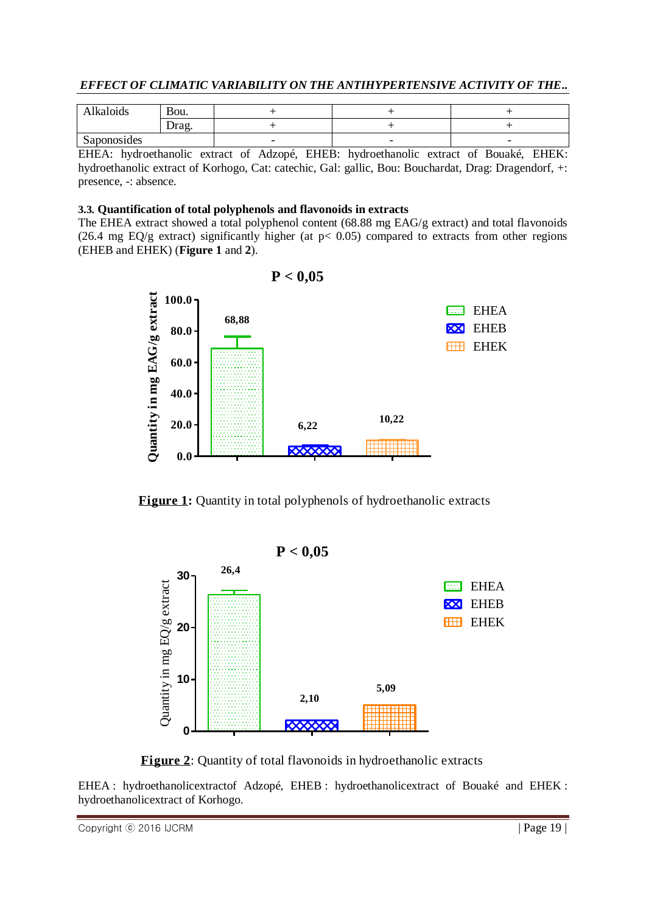| Alkaloids | Bou. | + | + | + |
|---|---|---|---|---|
| | Drag. | + | + | + |
| Saponosides | | - | - | - |

EHEA: hydroethanolic extract of Adzopé, EHEB: hydroethanolic extract of Bouaké, EHEK: hydroethanolic extract of Korhogo, Cat: catechic, Gal: gallic, Bou: Bouchardat, Drag: Dragendorf, +: presence, -: absence.

### 3.3. Quantification of total polyphenols and flavonoids in extracts

The EHEA extract showed a total polyphenol content (68.88 mg EAG/g extract) and total flavonoids (26.4 mg EQ/g extract) significantly higher (at $p < 0.05$) compared to extracts from other regions (EHEB and EHEK) (**Figure 1** and **2**).

**Figure 1:** Quantity in total polyphenols of hydroethanolic extracts

**Figure 2**: Quantity of total flavonoids in hydroethanolic extracts

EHEA : hydroethanolicextractof Adzopé, EHEB : hydroethanolicextract of Bouaké and EHEK : hydroethanolicextract of Korhogo.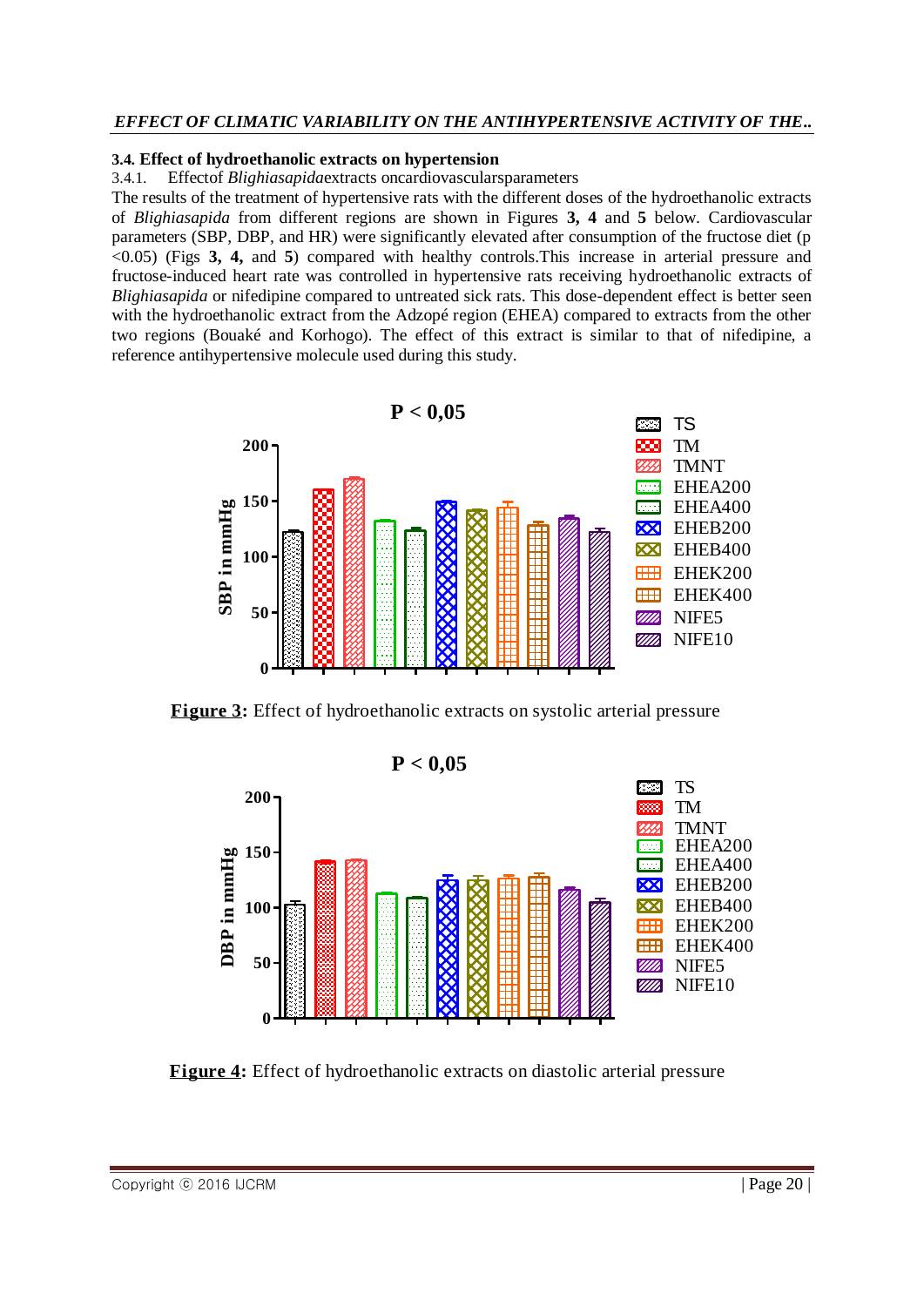### 3.4. Effect of hydroethanolic extracts on hypertension

3.4.1. Effectof *Blighiasapida*extracts oncardiovascularsparameters

The results of the treatment of hypertensive rats with the different doses of the hydroethanolic extracts of *Blighiasapida* from different regions are shown in Figures **3, 4** and **5** below. Cardiovascular parameters (SBP, DBP, and HR) were significantly elevated after consumption of the fructose diet ($p <0.05$) (Figs **3, 4,** and **5**) compared with healthy controls.This increase in arterial pressure and fructose-induced heart rate was controlled in hypertensive rats receiving hydroethanolic extracts of *Blighiasapida* or nifedipine compared to untreated sick rats. This dose-dependent effect is better seen with the hydroethanolic extract from the Adzopé region (EHEA) compared to extracts from the other two regions (Bouaké and Korhogo). The effect of this extract is similar to that of nifedipine, a reference antihypertensive molecule used during this study.

**Figure 3:** Effect of hydroethanolic extracts on systolic arterial pressure

**Figure 4:** Effect of hydroethanolic extracts on diastolic arterial pressure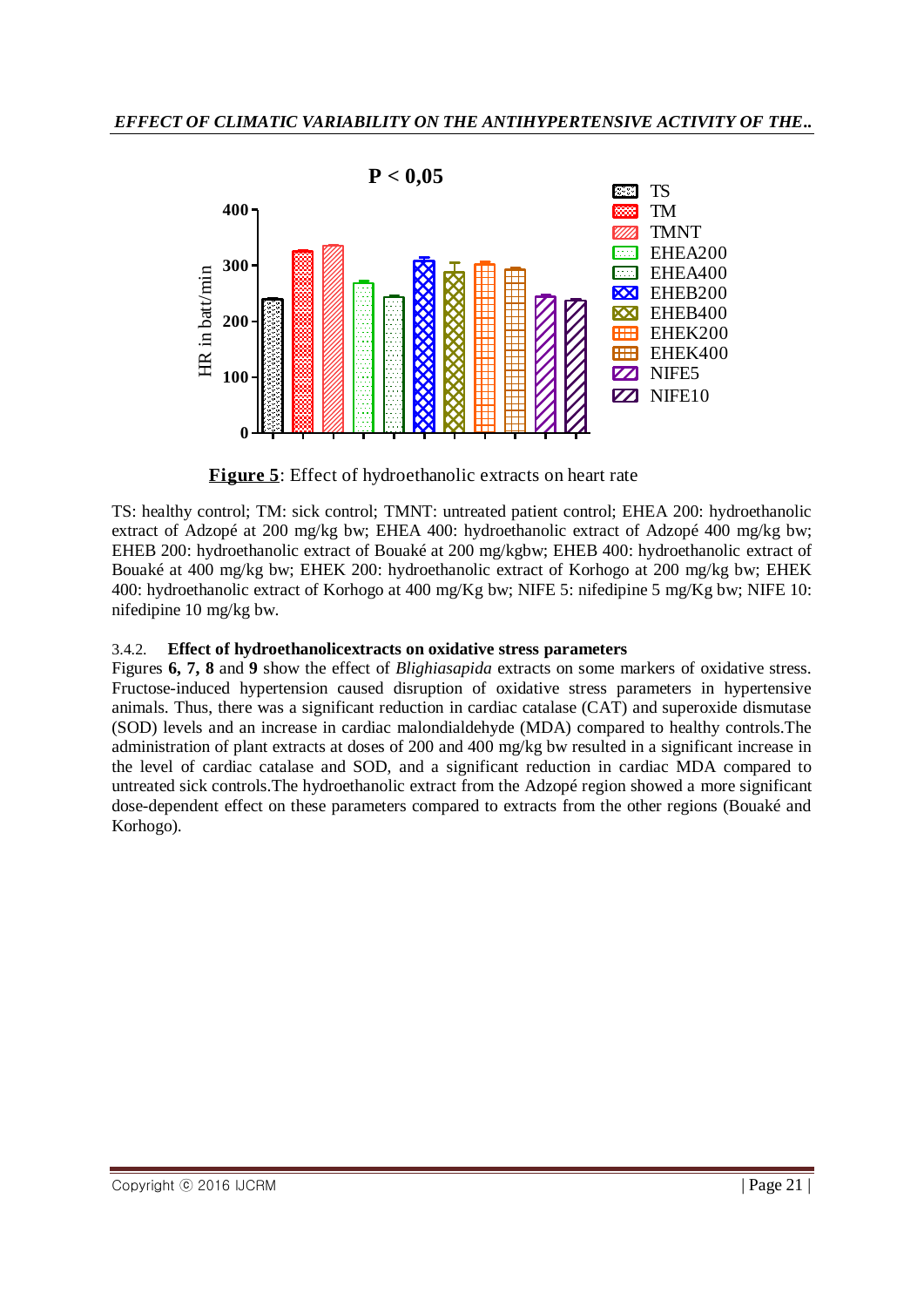**Figure 5**: Effect of hydroethanolic extracts on heart rate

TS: healthy control; TM: sick control; TMNT: untreated patient control; EHEA 200: hydroethanolic extract of Adzopé at 200 mg/kg bw; EHEA 400: hydroethanolic extract of Adzopé 400 mg/kg bw; EHEB 200: hydroethanolic extract of Bouaké at 200 mg/kgbw; EHEB 400: hydroethanolic extract of Bouaké at 400 mg/kg bw; EHEK 200: hydroethanolic extract of Korhogo at 200 mg/kg bw; EHEK 400: hydroethanolic extract of Korhogo at 400 mg/Kg bw; NIFE 5: nifedipine 5 mg/Kg bw; NIFE 10: nifedipine 10 mg/kg bw.

### 3.4.2. Effect of hydroethanolicextracts on oxidative stress parameters

Figures **6, 7, 8** and **9** show the effect of *Blighiasapida* extracts on some markers of oxidative stress. Fructose-induced hypertension caused disruption of oxidative stress parameters in hypertensive animals. Thus, there was a significant reduction in cardiac catalase (CAT) and superoxide dismutase (SOD) levels and an increase in cardiac malondialdehyde (MDA) compared to healthy controls.The administration of plant extracts at doses of 200 and 400 mg/kg bw resulted in a significant increase in the level of cardiac catalase and SOD, and a significant reduction in cardiac MDA compared to untreated sick controls.The hydroethanolic extract from the Adzopé region showed a more significant dose-dependent effect on these parameters compared to extracts from the other regions (Bouaké and Korhogo).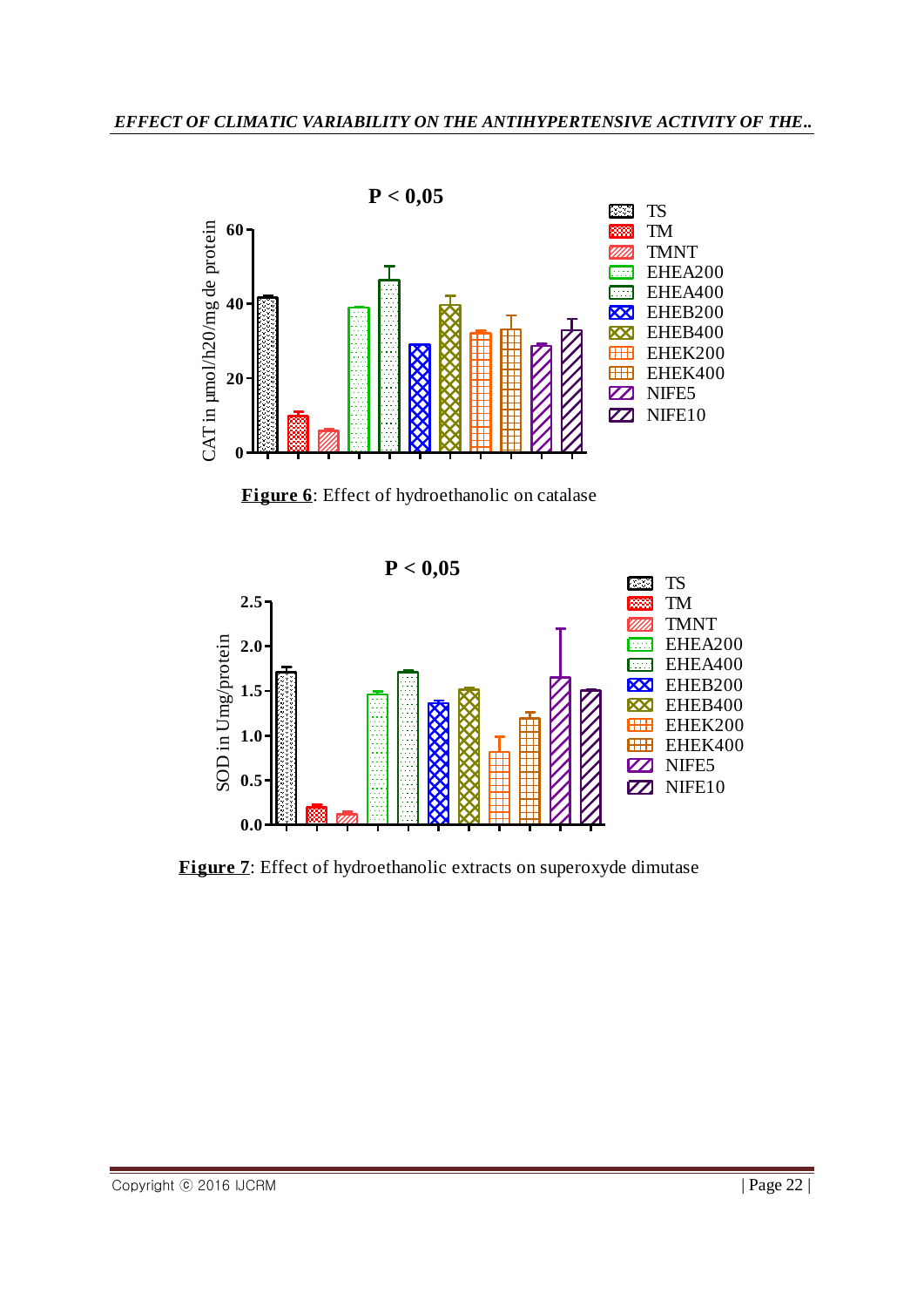**Figure 6**: Effect of hydroethanolic on catalase

**Figure 7**: Effect of hydroethanolic extracts on superoxyde dimutase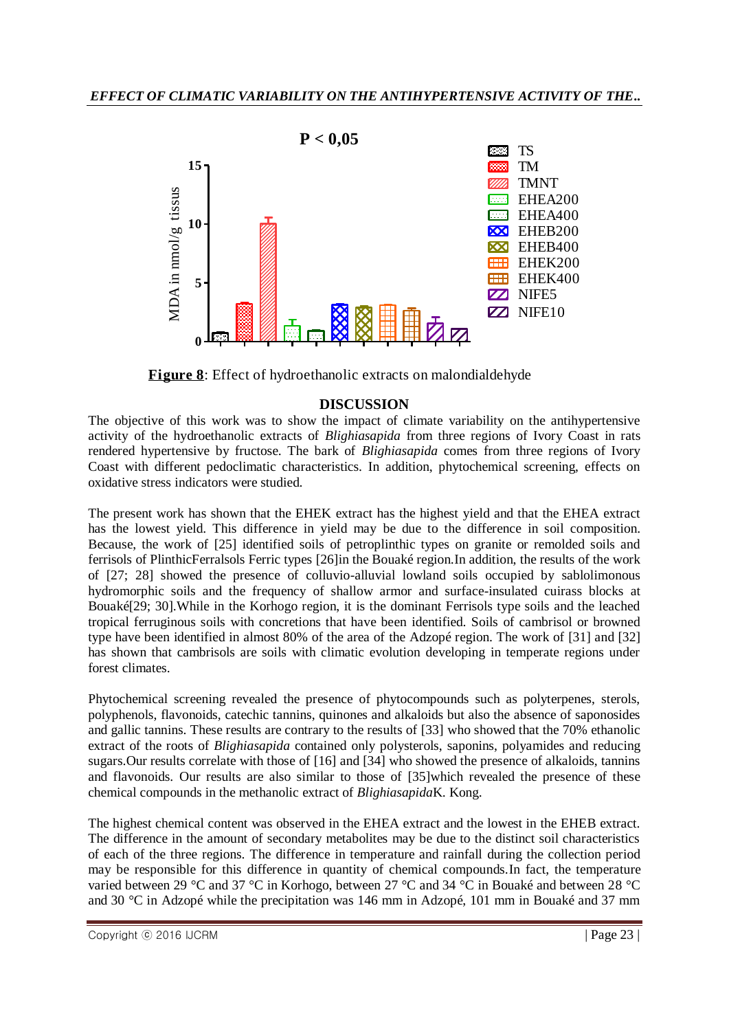**Figure 8**: Effect of hydroethanolic extracts on malondialdehyde

## DISCUSSION

The objective of this work was to show the impact of climate variability on the antihypertensive activity of the hydroethanolic extracts of *Blighiasapida* from three regions of Ivory Coast in rats rendered hypertensive by fructose. The bark of *Blighiasapida* comes from three regions of Ivory Coast with different pedoclimatic characteristics. In addition, phytochemical screening, effects on oxidative stress indicators were studied.

The present work has shown that the EHEK extract has the highest yield and that the EHEA extract has the lowest yield. This difference in yield may be due to the difference in soil composition. Because, the work of [25] identified soils of petroplinthic types on granite or remolded soils and ferrisols of PlinthicFerralsols Ferric types [26]in the Bouaké region.In addition, the results of the work of [27; 28] showed the presence of colluvio-alluvial lowland soils occupied by sablolimonous hydromorphic soils and the frequency of shallow armor and surface-insulated cuirass blocks at Bouaké[29; 30].While in the Korhogo region, it is the dominant Ferrisols type soils and the leached tropical ferruginous soils with concretions that have been identified. Soils of cambrisol or browned type have been identified in almost 80% of the area of the Adzopé region. The work of [31] and [32] has shown that cambrisols are soils with climatic evolution developing in temperate regions under forest climates.

Phytochemical screening revealed the presence of phytocompounds such as polyterpenes, sterols, polyphenols, flavonoids, catechic tannins, quinones and alkaloids but also the absence of saponosides and gallic tannins. These results are contrary to the results of [33] who showed that the 70% ethanolic extract of the roots of *Blighiasapida* contained only polysterols, saponins, polyamides and reducing sugars.Our results correlate with those of [16] and [34] who showed the presence of alkaloids, tannins and flavonoids. Our results are also similar to those of [35]which revealed the presence of these chemical compounds in the methanolic extract of *Blighiasapida*K. Kong.

The highest chemical content was observed in the EHEA extract and the lowest in the EHEB extract. The difference in the amount of secondary metabolites may be due to the distinct soil characteristics of each of the three regions. The difference in temperature and rainfall during the collection period may be responsible for this difference in quantity of chemical compounds.In fact, the temperature varied between 29 °C and 37 °C in Korhogo, between 27 °C and 34 °C in Bouaké and between 28 °C and 30 °C in Adzopé while the precipitation was 146 mm in Adzopé, 101 mm in Bouaké and 37 mm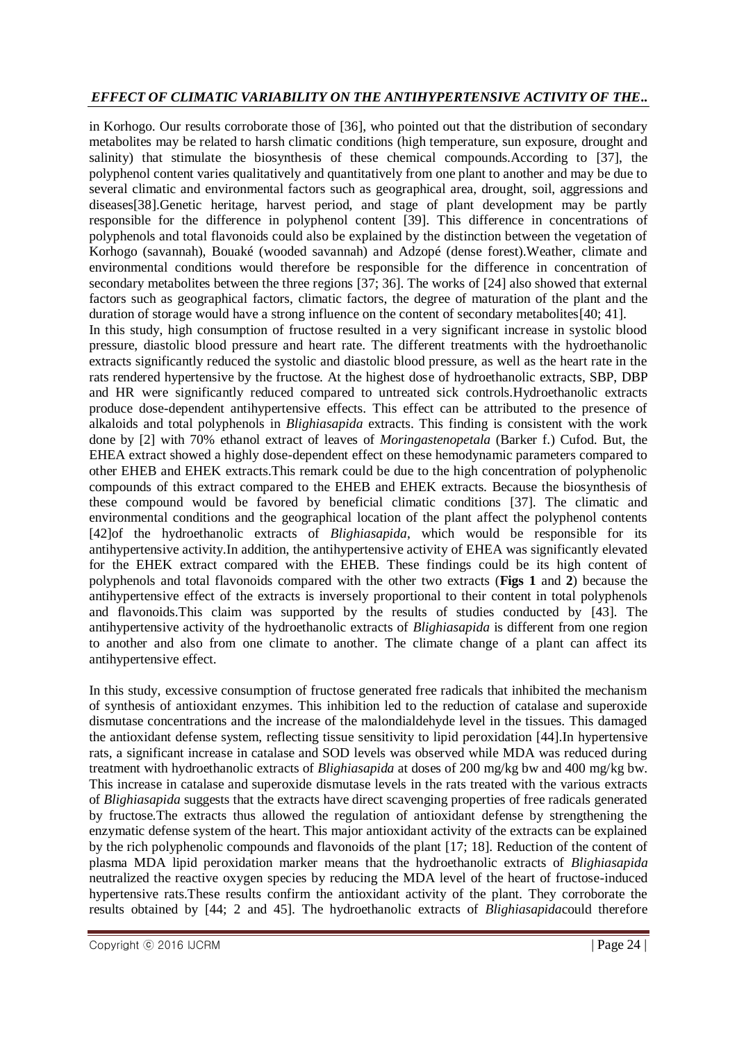in Korhogo. Our results corroborate those of [36], who pointed out that the distribution of secondary metabolites may be related to harsh climatic conditions (high temperature, sun exposure, drought and salinity) that stimulate the biosynthesis of these chemical compounds.According to [37], the polyphenol content varies qualitatively and quantitatively from one plant to another and may be due to several climatic and environmental factors such as geographical area, drought, soil, aggressions and diseases[38].Genetic heritage, harvest period, and stage of plant development may be partly responsible for the difference in polyphenol content [39]. This difference in concentrations of polyphenols and total flavonoids could also be explained by the distinction between the vegetation of Korhogo (savannah), Bouaké (wooded savannah) and Adzopé (dense forest).Weather, climate and environmental conditions would therefore be responsible for the difference in concentration of secondary metabolites between the three regions [37; 36]. The works of [24] also showed that external factors such as geographical factors, climatic factors, the degree of maturation of the plant and the duration of storage would have a strong influence on the content of secondary metabolites[40; 41].
In this study, high consumption of fructose resulted in a very significant increase in systolic blood pressure, diastolic blood pressure and heart rate. The different treatments with the hydroethanolic extracts significantly reduced the systolic and diastolic blood pressure, as well as the heart rate in the rats rendered hypertensive by the fructose. At the highest dose of hydroethanolic extracts, SBP, DBP and HR were significantly reduced compared to untreated sick controls.Hydroethanolic extracts produce dose-dependent antihypertensive effects. This effect can be attributed to the presence of alkaloids and total polyphenols in *Blighiasapida* extracts. This finding is consistent with the work done by [2] with 70% ethanol extract of leaves of *Moringastenopetala* (Barker f.) Cufod. But, the EHEA extract showed a highly dose-dependent effect on these hemodynamic parameters compared to other EHEB and EHEK extracts.This remark could be due to the high concentration of polyphenolic compounds of this extract compared to the EHEB and EHEK extracts. Because the biosynthesis of these compound would be favored by beneficial climatic conditions [37]. The climatic and environmental conditions and the geographical location of the plant affect the polyphenol contents [42]of the hydroethanolic extracts of *Blighiasapida*, which would be responsible for its antihypertensive activity.In addition, the antihypertensive activity of EHEA was significantly elevated for the EHEK extract compared with the EHEB. These findings could be its high content of polyphenols and total flavonoids compared with the other two extracts (**Figs 1** and **2**) because the antihypertensive effect of the extracts is inversely proportional to their content in total polyphenols and flavonoids.This claim was supported by the results of studies conducted by [43]. The antihypertensive activity of the hydroethanolic extracts of *Blighiasapida* is different from one region to another and also from one climate to another. The climate change of a plant can affect its antihypertensive effect.

In this study, excessive consumption of fructose generated free radicals that inhibited the mechanism of synthesis of antioxidant enzymes. This inhibition led to the reduction of catalase and superoxide dismutase concentrations and the increase of the malondialdehyde level in the tissues. This damaged the antioxidant defense system, reflecting tissue sensitivity to lipid peroxidation [44].In hypertensive rats, a significant increase in catalase and SOD levels was observed while MDA was reduced during treatment with hydroethanolic extracts of *Blighiasapida* at doses of 200 mg/kg bw and 400 mg/kg bw. This increase in catalase and superoxide dismutase levels in the rats treated with the various extracts of *Blighiasapida* suggests that the extracts have direct scavenging properties of free radicals generated by fructose.The extracts thus allowed the regulation of antioxidant defense by strengthening the enzymatic defense system of the heart. This major antioxidant activity of the extracts can be explained by the rich polyphenolic compounds and flavonoids of the plant [17; 18]. Reduction of the content of plasma MDA lipid peroxidation marker means that the hydroethanolic extracts of *Blighiasapida* neutralized the reactive oxygen species by reducing the MDA level of the heart of fructose-induced hypertensive rats.These results confirm the antioxidant activity of the plant. They corroborate the results obtained by [44; 2 and 45]. The hydroethanolic extracts of *Blighiasapida*could therefore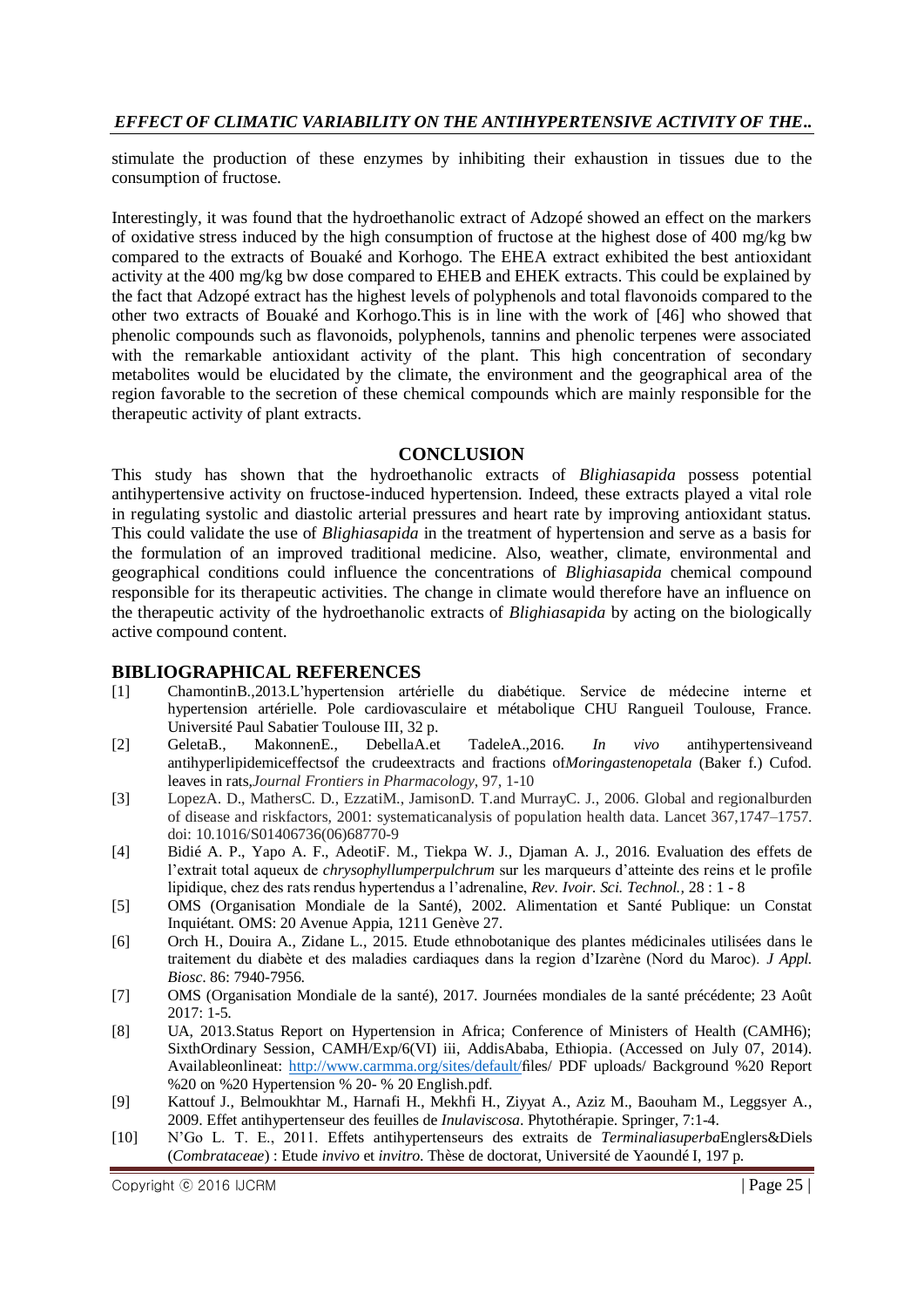stimulate the production of these enzymes by inhibiting their exhaustion in tissues due to the consumption of fructose.

Interestingly, it was found that the hydroethanolic extract of Adzopé showed an effect on the markers of oxidative stress induced by the high consumption of fructose at the highest dose of 400 mg/kg bw compared to the extracts of Bouaké and Korhogo. The EHEA extract exhibited the best antioxidant activity at the 400 mg/kg bw dose compared to EHEB and EHEK extracts. This could be explained by the fact that Adzopé extract has the highest levels of polyphenols and total flavonoids compared to the other two extracts of Bouaké and Korhogo.This is in line with the work of [46] who showed that phenolic compounds such as flavonoids, polyphenols, tannins and phenolic terpenes were associated with the remarkable antioxidant activity of the plant. This high concentration of secondary metabolites would be elucidated by the climate, the environment and the geographical area of the region favorable to the secretion of these chemical compounds which are mainly responsible for the therapeutic activity of plant extracts.

## CONCLUSION

This study has shown that the hydroethanolic extracts of *Blighiasapida* possess potential antihypertensive activity on fructose-induced hypertension. Indeed, these extracts played a vital role in regulating systolic and diastolic arterial pressures and heart rate by improving antioxidant status. This could validate the use of *Blighiasapida* in the treatment of hypertension and serve as a basis for the formulation of an improved traditional medicine. Also, weather, climate, environmental and geographical conditions could influence the concentrations of *Blighiasapida* chemical compound responsible for its therapeutic activities. The change in climate would therefore have an influence on the therapeutic activity of the hydroethanolic extracts of *Blighiasapida* by acting on the biologically active compound content.

## BIBLIOGRAPHICAL REFERENCES

[1] ChamontinB.,2013.L'hypertension artérielle du diabétique. Service de médecine interne et hypertension artérielle. Pole cardiovasculaire et métabolique CHU Rangueil Toulouse, France. Université Paul Sabatier Toulouse III, 32 p.

[2] GeletaB., MakonnenE., DebellaA.et TadeleA.,2016. *In vivo* antihypertensiveand antihyperlipidemiceffectsof the crudeextracts and fractions of*Moringastenopetala* (Baker f.) Cufod. leaves in rats,*Journal Frontiers in Pharmacology*, 97, 1-10

[3] LopezA. D., MathersC. D., EzzatiM., JamisonD. T.and MurrayC. J., 2006. Global and regionalburden of disease and riskfactors, 2001: systematicanalysis of population health data. Lancet 367,1747–1757. doi: 10.1016/S01406736(06)68770-9

[4] Bidié A. P., Yapo A. F., AdeotiF. M., Tiekpa W. J., Djaman A. J., 2016. Evaluation des effets de l'extrait total aqueux de *chrysophyllumperpulchrum* sur les marqueurs d'atteinte des reins et le profile lipidique, chez des rats rendus hypertendus a l'adrenaline, *Rev. Ivoir. Sci. Technol.*, 28 : 1 - 8

[5] OMS (Organisation Mondiale de la Santé), 2002. Alimentation et Santé Publique: un Constat Inquiétant. OMS: 20 Avenue Appia, 1211 Genève 27.

[6] Orch H., Douira A., Zidane L., 2015. Etude ethnobotanique des plantes médicinales utilisées dans le traitement du diabète et des maladies cardiaques dans la region d'Izarène (Nord du Maroc). *J Appl. Biosc*. 86: 7940-7956.

[7] OMS (Organisation Mondiale de la santé), 2017. Journées mondiales de la santé précédente; 23 Août 2017: 1-5.

[8] UA, 2013.Status Report on Hypertension in Africa; Conference of Ministers of Health (CAMH6); SixthOrdinary Session, CAMH/Exp/6(VI) iii, AddisAbaba, Ethiopia. (Accessed on July 07, 2014). Availableonlineat: http://www.carmma.org/sites/default/files/ PDF uploads/ Background %20 Report %20 on %20 Hypertension % 20- % 20 English.pdf.

[9] Kattouf J., Belmoukhtar M., Harnafi H., Mekhfi H., Ziyyat A., Aziz M., Baouham M., Leggsyer A., 2009. Effet antihypertenseur des feuilles de *Inulaviscosa*. Phytothérapie. Springer, 7:1-4.

[10] N'Go L. T. E., 2011. Effets antihypertenseurs des extraits de *Terminaliasuperba*Englers&Diels (*Combrataceae*) : Etude *invivo* et *invitro*. Thèse de doctorat, Université de Yaoundé I, 197 p.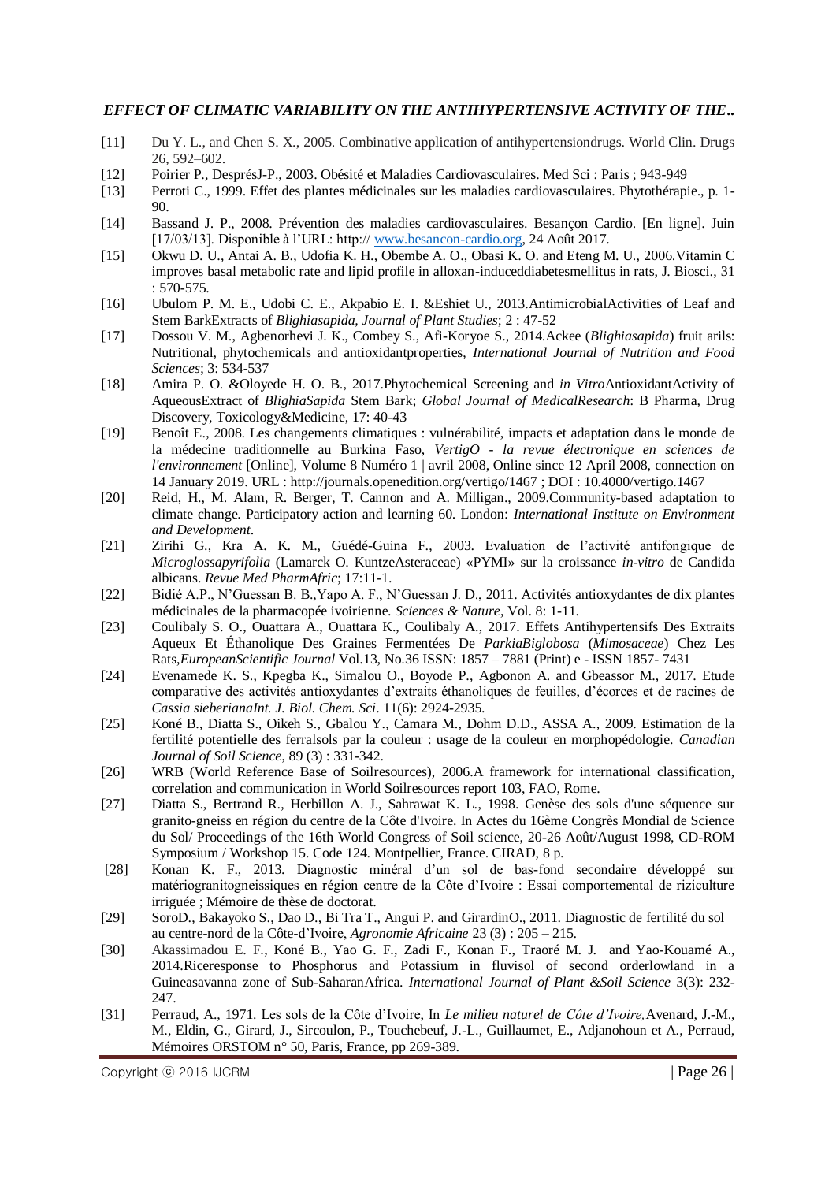[11] Du Y. L., and Chen S. X., 2005. Combinative application of antihypertensiondrugs. World Clin. Drugs 26, 592–602.

[12] Poirier P., DesprésJ-P., 2003. Obésité et Maladies Cardiovasculaires. Med Sci : Paris ; 943-949

[13] Perroti C., 1999. Effet des plantes médicinales sur les maladies cardiovasculaires. Phytothérapie., p. 1-90.

[14] Bassand J. P., 2008. Prévention des maladies cardiovasculaires. Besançon Cardio. [En ligne]. Juin [17/03/13]. Disponible à l'URL: http:// www.besancon-cardio.org, 24 Août 2017.

[15] Okwu D. U., Antai A. B., Udofia K. H., Obembe A. O., Obasi K. O. and Eteng M. U., 2006.Vitamin C improves basal metabolic rate and lipid profile in alloxan-induceddiabetesmellitus in rats, J. Biosci., 31 : 570-575.

[16] Ubulom P. M. E., Udobi C. E., Akpabio E. I. &Eshiet U., 2013.AntimicrobialActivities of Leaf and Stem BarkExtracts of *Blighiasapida, Journal of Plant Studies*; 2 : 47-52

[17] Dossou V. M., Agbenorhevi J. K., Combey S., Afi-Koryoe S., 2014.Ackee (*Blighiasapida*) fruit arils: Nutritional, phytochemicals and antioxidantproperties, *International Journal of Nutrition and Food Sciences*; 3: 534-537

[18] Amira P. O. &Oloyede H. O. B., 2017.Phytochemical Screening and *in Vitro*AntioxidantActivity of AqueousExtract of *BlighiaSapida* Stem Bark; *Global Journal of MedicalResearch*: B Pharma, Drug Discovery, Toxicology&Medicine, 17: 40-43

[19] Benoît E., 2008. Les changements climatiques : vulnérabilité, impacts et adaptation dans le monde de la médecine traditionnelle au Burkina Faso, *VertigO - la revue électronique en sciences de l'environnement* [Online], Volume 8 Numéro 1 | avril 2008, Online since 12 April 2008, connection on 14 January 2019. URL : http://journals.openedition.org/vertigo/1467 ; DOI : 10.4000/vertigo.1467

[20] Reid, H., M. Alam, R. Berger, T. Cannon and A. Milligan., 2009.Community-based adaptation to climate change. Participatory action and learning 60. London: *International Institute on Environment and Development*.

[21] Zirihi G., Kra A. K. M., Guédé-Guina F., 2003. Evaluation de l'activité antifongique de *Microglossapyrifolia* (Lamarck O. KuntzeAsteraceae) «PYMI» sur la croissance *in-vitro* de Candida albicans. *Revue Med PharmAfric*; 17:11-1.

[22] Bidié A.P., N'Guessan B. B.,Yapo A. F., N'Guessan J. D., 2011. Activités antioxydantes de dix plantes médicinales de la pharmacopée ivoirienne. *Sciences & Nature*, Vol. 8: 1-11.

[23] Coulibaly S. O., Ouattara A., Ouattara K., Coulibaly A., 2017. Effets Antihypertensifs Des Extraits Aqueux Et Éthanolique Des Graines Fermentées De *ParkiaBiglobosa* (*Mimosaceae*) Chez Les Rats,*EuropeanScientific Journal* Vol.13, No.36 ISSN: 1857 – 7881 (Print) e - ISSN 1857- 7431

[24] Evenamede K. S., Kpegba K., Simalou O., Boyode P., Agbonon A. and Gbeassor M., 2017. Etude comparative des activités antioxydantes d'extraits éthanoliques de feuilles, d'écorces et de racines de *Cassia sieberianaInt. J. Biol. Chem. Sci*. 11(6): 2924-2935.

[25] Koné B., Diatta S., Oikeh S., Gbalou Y., Camara M., Dohm D.D., ASSA A., 2009. Estimation de la fertilité potentielle des ferralsols par la couleur : usage de la couleur en morphopédologie. *Canadian Journal of Soil Science*, 89 (3) : 331-342.

[26] WRB (World Reference Base of Soilresources), 2006.A framework for international classification, correlation and communication in World Soilresources report 103, FAO, Rome.

[27] Diatta S., Bertrand R., Herbillon A. J., Sahrawat K. L., 1998. Genèse des sols d'une séquence sur granito-gneiss en région du centre de la Côte d'Ivoire. In Actes du 16ème Congrès Mondial de Science du Sol/ Proceedings of the 16th World Congress of Soil science, 20-26 Août/August 1998, CD-ROM Symposium / Workshop 15. Code 124. Montpellier, France. CIRAD, 8 p.

[28] Konan K. F., 2013. Diagnostic minéral d'un sol de bas-fond secondaire développé sur matériogranitogneissiques en région centre de la Côte d'Ivoire : Essai comportemental de riziculture irriguée ; Mémoire de thèse de doctorat.

[29] SoroD., Bakayoko S., Dao D., Bi Tra T., Angui P. and GirardinO., 2011. Diagnostic de fertilité du sol au centre-nord de la Côte-d'Ivoire, *Agronomie Africaine* 23 (3) : 205 – 215.

[30] Akassimadou E. F., Koné B., Yao G. F., Zadi F., Konan F., Traoré M. J. and Yao-Kouamé A., 2014.Riceresponse to Phosphorus and Potassium in fluvisol of second orderlowland in a Guineasavanna zone of Sub-SaharanAfrica. *International Journal of Plant &Soil Science* 3(3): 232-247.

[31] Perraud, A., 1971. Les sols de la Côte d'Ivoire, In *Le milieu naturel de Côte d'Ivoire,*Avenard, J.-M., M., Eldin, G., Girard, J., Sircoulon, P., Touchebeuf, J.-L., Guillaumet, E., Adjanohoun et A., Perraud, Mémoires ORSTOM n° 50, Paris, France, pp 269-389.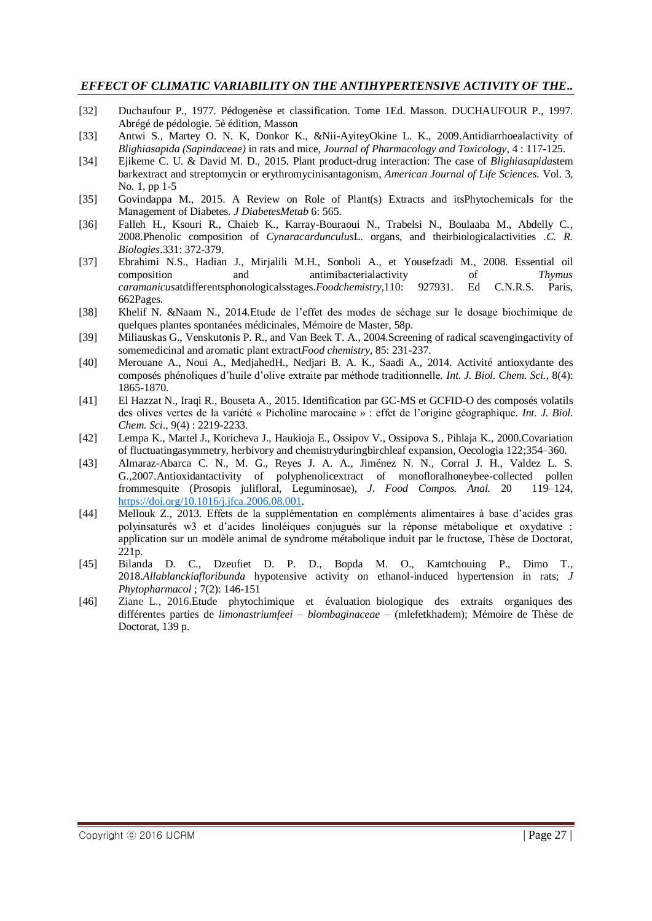[32] Duchaufour P., 1977. Pédogenèse et classification. Tome 1Ed. Masson. DUCHAUFOUR P., 1997. Abrégé de pédologie. 5è édition, Masson

[33] Antwi S., Martey O. N. K, Donkor K., &Nii-AyiteyOkine L. K., 2009.Antidiarrhoealactivity of *Blighiasapida (Sapindaceae)* in rats and mice, *Journal of Pharmacology and Toxicology*, 4 : 117-125.

[34] Ejikeme C. U. & David M. D., 2015. Plant product-drug interaction: The case of *Blighiasapida*stem barkextract and streptomycin or erythromycinisantagonism, *American Journal of Life Sciences*. Vol. 3, No. 1, pp 1-5

[35] Govindappa M., 2015. A Review on Role of Plant(s) Extracts and itsPhytochemicals for the Management of Diabetes. *J DiabetesMetab* 6: 565.

[36] Falleh H., Ksouri R., Chaieb K., Karray-Bouraoui N., Trabelsi N., Boulaaba M., Abdelly C., 2008.Phenolic composition of *Cynaracardunculus*L. organs, and theirbiologicalactivities .*C. R. Biologies*.331: 372-379.

[37] Ebrahimi N.S., Hadian J., Mirjalili M.H., Sonboli A., et Yousefzadi M., 2008. Essential oil composition and antimibacterialactivity of *Thymus caramanicus*atdifferentsphonologicalsstages.*Foodchemistry*,110: 927931. Ed C.N.R.S. Paris, 662Pages.

[38] Khelif N. &Naam N., 2014.Etude de l'effet des modes de séchage sur le dosage biochimique de quelques plantes spontanées médicinales, Mémoire de Master, 58p.

[39] Miliauskas G., Venskutonis P. R., and Van Beek T. A., 2004.Screening of radical scavengingactivity of somemedicinal and aromatic plant extract*Food chemistry*, 85: 231-237.

[40] Merouane A., Noui A., MedjahedH., Nedjari B. A. K., Saadi A., 2014. Activité antioxydante des composés phénoliques d'huile d'olive extraite par méthode traditionnelle. *Int. J. Biol. Chem. Sci.,* 8(4): 1865-1870.

[41] El Hazzat N., Iraqi R., Bouseta A., 2015. Identification par GC-MS et GCFID-O des composés volatils des olives vertes de la variété « Picholine marocaine » : effet de l'origine géographique. *Int. J. Biol. Chem. Sci*., 9(4) : 2219-2233.

[42] Lempa K., Martel J., Koricheva J., Haukioja E., Ossipov V., Ossipova S., Pihlaja K., 2000.Covariation of fluctuatingasymmetry, herbivory and chemistryduringbirchleaf expansion, Oecologia 122;354–360.

[43] Almaraz-Abarca C. N., M. G., Reyes J. A. A., Jiménez N. N., Corral J. H., Valdez L. S. G.,2007.Antioxidantactivity of polyphenolicextract of monofloralhoneybee-collected pollen frommesquite (Prosopis julifloral, Leguminosae), *J. Food Compos. Anal.* 20 119–124, https://doi.org/10.1016/j.jfca.2006.08.001.

[44] Mellouk Z., 2013. Effets de la supplémentation en compléments alimentaires à base d'acides gras polyinsaturés w3 et d'acides linoléiques conjugués sur la réponse métabolique et oxydative : application sur un modèle animal de syndrome métabolique induit par le fructose, Thèse de Doctorat, 221p.

[45] Bilanda D. C., Dzeufiet D. P. D., Bopda M. O., Kamtchouing P., Dimo T., 2018.*Allablanckiafloribunda* hypotensive activity on ethanol-induced hypertension in rats; *J Phytopharmacol* ; 7(2): 146-151

[46] Ziane L., 2016.Etude phytochimique et évaluation biologique des extraits organiques des différentes parties de *limonastriumfeei – blombaginaceae* – (mlefetkhadem); Mémoire de Thèse de Doctorat, 139 p.